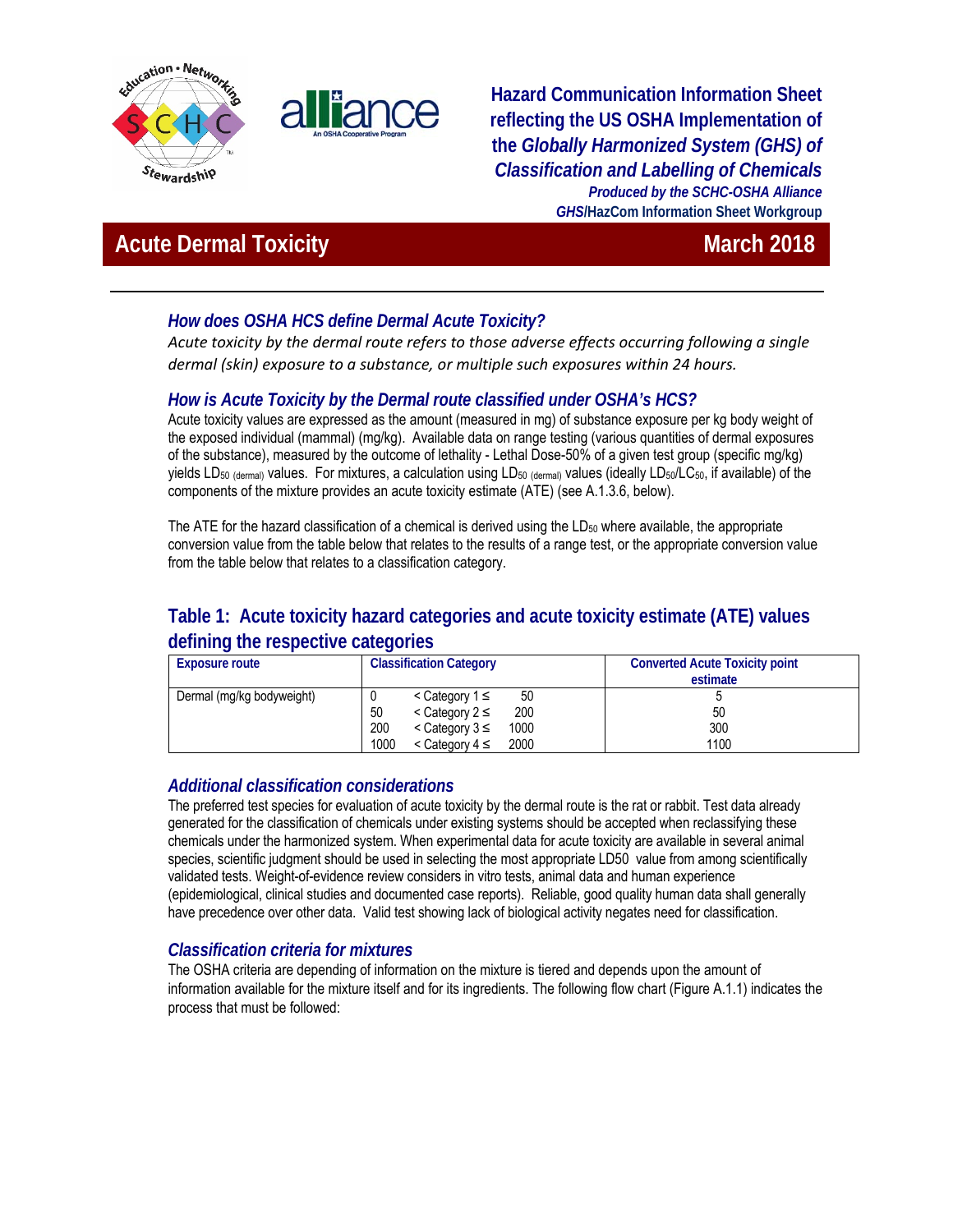**Hazard Communication Information Sheet reflecting the US OSHA Implementation of the *Globally Harmonized System (GHS) of Classification and Labelling of Chemicals***

***Produced by the SCHC-OSHA Alliance***

***GHS*/HazCom Information Sheet Workgroup**

# Acute Dermal Toxicity — March 2018

## *How does OSHA HCS define Dermal Acute Toxicity?*

*Acute toxicity by the dermal route refers to those adverse effects occurring following a single dermal (skin) exposure to a substance, or multiple such exposures within 24 hours.*

## *How is Acute Toxicity by the Dermal route classified under OSHA's HCS?*

Acute toxicity values are expressed as the amount (measured in mg) of substance exposure per kg body weight of the exposed individual (mammal) (mg/kg). Available data on range testing (various quantities of dermal exposures of the substance), measured by the outcome of lethality - Lethal Dose-50% of a given test group (specific mg/kg) yields $LD_{50\ (dermal)}$ values. For mixtures, a calculation using $LD_{50\ (dermal)}$ values (ideally $LD_{50}$/$LC_{50}$, if available) of the components of the mixture provides an acute toxicity estimate (ATE) (see A.1.3.6, below).

The ATE for the hazard classification of a chemical is derived using the $LD_{50}$ where available, the appropriate conversion value from the table below that relates to the results of a range test, or the appropriate conversion value from the table below that relates to a classification category.

## Table 1: Acute toxicity hazard categories and acute toxicity estimate (ATE) values defining the respective categories

| Exposure route | Classification Category | Converted Acute Toxicity point estimate |
|---|---|---|
| Dermal (mg/kg bodyweight) | 0 < Category 1 ≤ 50 | 5 |
| | 50 < Category 2 ≤ 200 | 50 |
| | 200 < Category 3 ≤ 1000 | 300 |
| | 1000 < Category 4 ≤ 2000 | 1100 |

## *Additional classification considerations*

The preferred test species for evaluation of acute toxicity by the dermal route is the rat or rabbit. Test data already generated for the classification of chemicals under existing systems should be accepted when reclassifying these chemicals under the harmonized system. When experimental data for acute toxicity are available in several animal species, scientific judgment should be used in selecting the most appropriate LD50 value from among scientifically validated tests. Weight-of-evidence review considers in vitro tests, animal data and human experience (epidemiological, clinical studies and documented case reports). Reliable, good quality human data shall generally have precedence over other data. Valid test showing lack of biological activity negates need for classification.

## *Classification criteria for mixtures*

The OSHA criteria are depending of information on the mixture is tiered and depends upon the amount of information available for the mixture itself and for its ingredients. The following flow chart (Figure A.1.1) indicates the process that must be followed: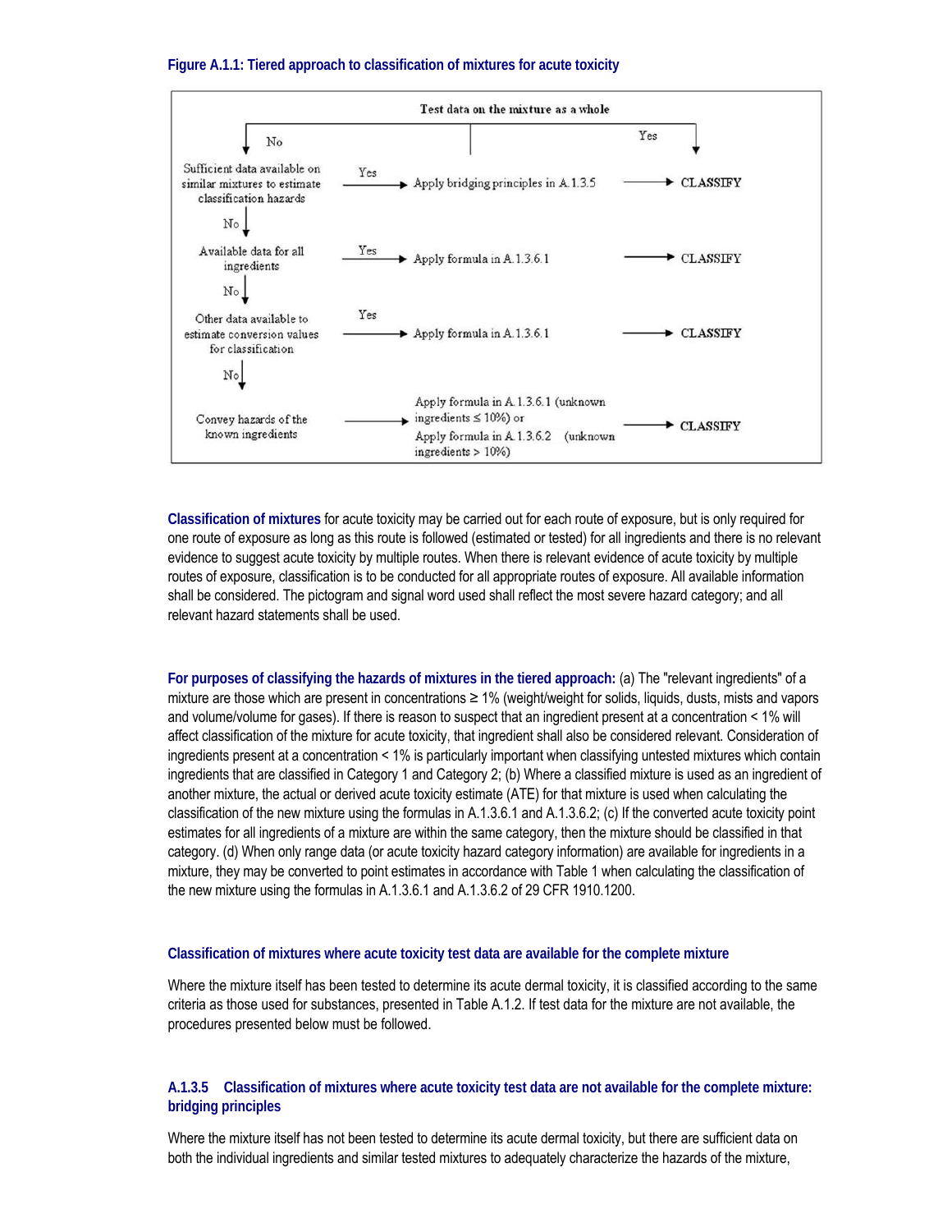**Figure A.1.1: Tiered approach to classification of mixtures for acute toxicity**

Test data on the mixture as a whole

- Yes → CLASSIFY
- No → Sufficient data available on similar mixtures to estimate classification hazards
  - Yes → Apply bridging principles in A.1.3.5 → CLASSIFY
  - No → Available data for all ingredients
    - Yes → Apply formula in A.1.3.6.1 → CLASSIFY
    - No → Other data available to estimate conversion values for classification
      - Yes → Apply formula in A.1.3.6.1 → CLASSIFY
      - No → Convey hazards of the known ingredients → Apply formula in A.1.3.6.1 (unknown ingredients ≤ 10%) or Apply formula in A.1.3.6.2 (unknown ingredients > 10%) → CLASSIFY

**Classification of mixtures** for acute toxicity may be carried out for each route of exposure, but is only required for one route of exposure as long as this route is followed (estimated or tested) for all ingredients and there is no relevant evidence to suggest acute toxicity by multiple routes. When there is relevant evidence of acute toxicity by multiple routes of exposure, classification is to be conducted for all appropriate routes of exposure. All available information shall be considered. The pictogram and signal word used shall reflect the most severe hazard category; and all relevant hazard statements shall be used.

**For purposes of classifying the hazards of mixtures in the tiered approach:** (a) The "relevant ingredients" of a mixture are those which are present in concentrations ≥ 1% (weight/weight for solids, liquids, dusts, mists and vapors and volume/volume for gases). If there is reason to suspect that an ingredient present at a concentration < 1% will affect classification of the mixture for acute toxicity, that ingredient shall also be considered relevant. Consideration of ingredients present at a concentration < 1% is particularly important when classifying untested mixtures which contain ingredients that are classified in Category 1 and Category 2; (b) Where a classified mixture is used as an ingredient of another mixture, the actual or derived acute toxicity estimate (ATE) for that mixture is used when calculating the classification of the new mixture using the formulas in A.1.3.6.1 and A.1.3.6.2; (c) If the converted acute toxicity point estimates for all ingredients of a mixture are within the same category, then the mixture should be classified in that category. (d) When only range data (or acute toxicity hazard category information) are available for ingredients in a mixture, they may be converted to point estimates in accordance with Table 1 when calculating the classification of the new mixture using the formulas in A.1.3.6.1 and A.1.3.6.2 of 29 CFR 1910.1200.

### Classification of mixtures where acute toxicity test data are available for the complete mixture

Where the mixture itself has been tested to determine its acute dermal toxicity, it is classified according to the same criteria as those used for substances, presented in Table A.1.2. If test data for the mixture are not available, the procedures presented below must be followed.

### A.1.3.5 Classification of mixtures where acute toxicity test data are not available for the complete mixture: bridging principles

Where the mixture itself has not been tested to determine its acute dermal toxicity, but there are sufficient data on both the individual ingredients and similar tested mixtures to adequately characterize the hazards of the mixture,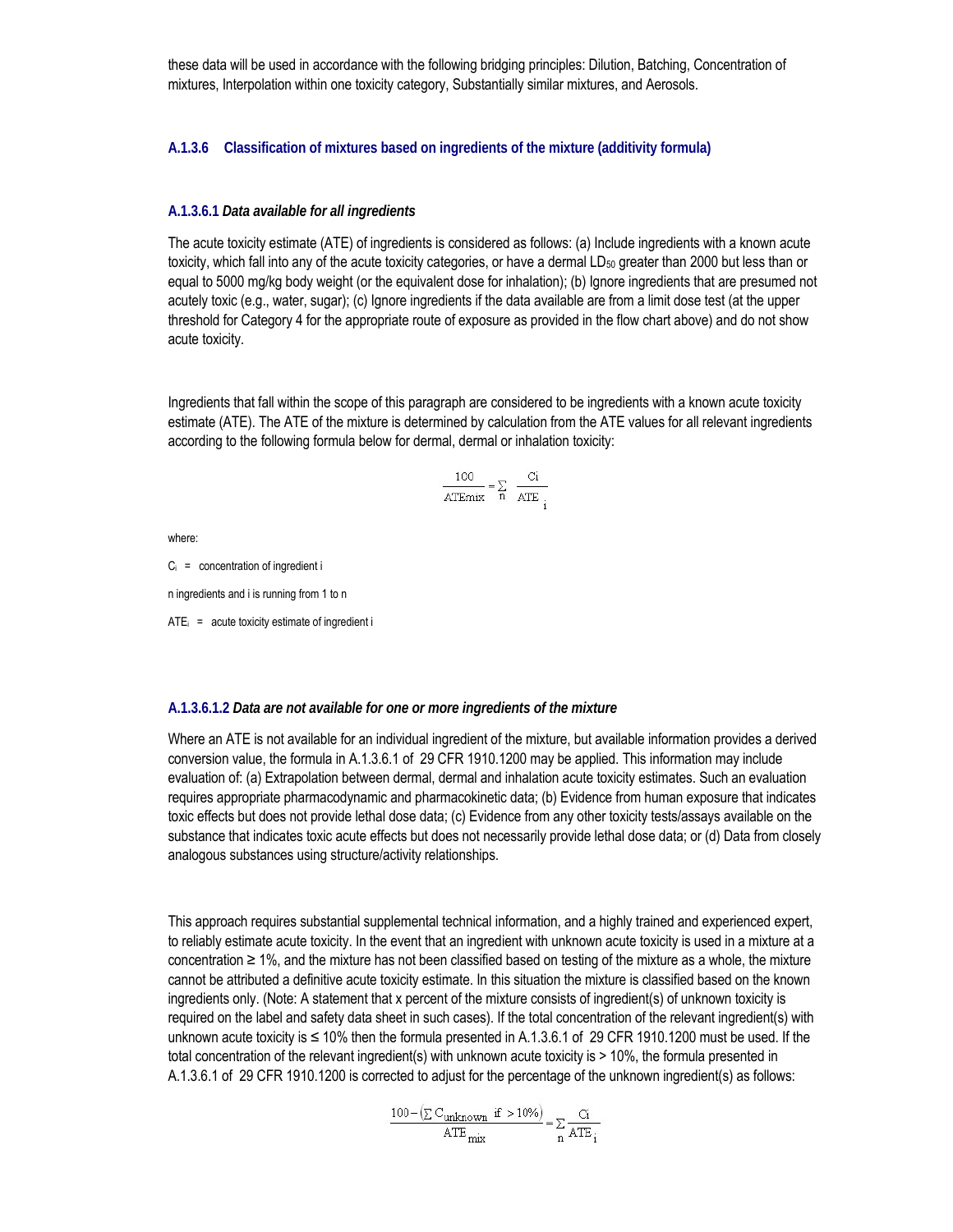these data will be used in accordance with the following bridging principles: Dilution, Batching, Concentration of mixtures, Interpolation within one toxicity category, Substantially similar mixtures, and Aerosols.

### A.1.3.6 Classification of mixtures based on ingredients of the mixture (additivity formula)

#### A.1.3.6.1 *Data available for all ingredients*

The acute toxicity estimate (ATE) of ingredients is considered as follows: (a) Include ingredients with a known acute toxicity, which fall into any of the acute toxicity categories, or have a dermal $LD_{50}$ greater than 2000 but less than or equal to 5000 mg/kg body weight (or the equivalent dose for inhalation); (b) Ignore ingredients that are presumed not acutely toxic (e.g., water, sugar); (c) Ignore ingredients if the data available are from a limit dose test (at the upper threshold for Category 4 for the appropriate route of exposure as provided in the flow chart above) and do not show acute toxicity.

Ingredients that fall within the scope of this paragraph are considered to be ingredients with a known acute toxicity estimate (ATE). The ATE of the mixture is determined by calculation from the ATE values for all relevant ingredients according to the following formula below for dermal, dermal or inhalation toxicity:

$$\frac{100}{\text{ATEmix}} = \sum_{n} \frac{C_i}{\text{ATE}_i}$$

where:

$C_i$ = concentration of ingredient i

n ingredients and i is running from 1 to n

$ATE_i$ = acute toxicity estimate of ingredient i

#### A.1.3.6.1.2 *Data are not available for one or more ingredients of the mixture*

Where an ATE is not available for an individual ingredient of the mixture, but available information provides a derived conversion value, the formula in A.1.3.6.1 of 29 CFR 1910.1200 may be applied. This information may include evaluation of: (a) Extrapolation between dermal, dermal and inhalation acute toxicity estimates. Such an evaluation requires appropriate pharmacodynamic and pharmacokinetic data; (b) Evidence from human exposure that indicates toxic effects but does not provide lethal dose data; (c) Evidence from any other toxicity tests/assays available on the substance that indicates toxic acute effects but does not necessarily provide lethal dose data; or (d) Data from closely analogous substances using structure/activity relationships.

This approach requires substantial supplemental technical information, and a highly trained and experienced expert, to reliably estimate acute toxicity. In the event that an ingredient with unknown acute toxicity is used in a mixture at a concentration ≥ 1%, and the mixture has not been classified based on testing of the mixture as a whole, the mixture cannot be attributed a definitive acute toxicity estimate. In this situation the mixture is classified based on the known ingredients only. (Note: A statement that x percent of the mixture consists of ingredient(s) of unknown toxicity is required on the label and safety data sheet in such cases). If the total concentration of the relevant ingredient(s) with unknown acute toxicity is ≤ 10% then the formula presented in A.1.3.6.1 of 29 CFR 1910.1200 must be used. If the total concentration of the relevant ingredient(s) with unknown acute toxicity is > 10%, the formula presented in A.1.3.6.1 of 29 CFR 1910.1200 is corrected to adjust for the percentage of the unknown ingredient(s) as follows:

$$\frac{100 - \left(\sum C_{\text{unknown}} \text{ if } > 10\%\right)}{\text{ATE}_{\text{mix}}} = \sum_{n} \frac{C_i}{\text{ATE}_i}$$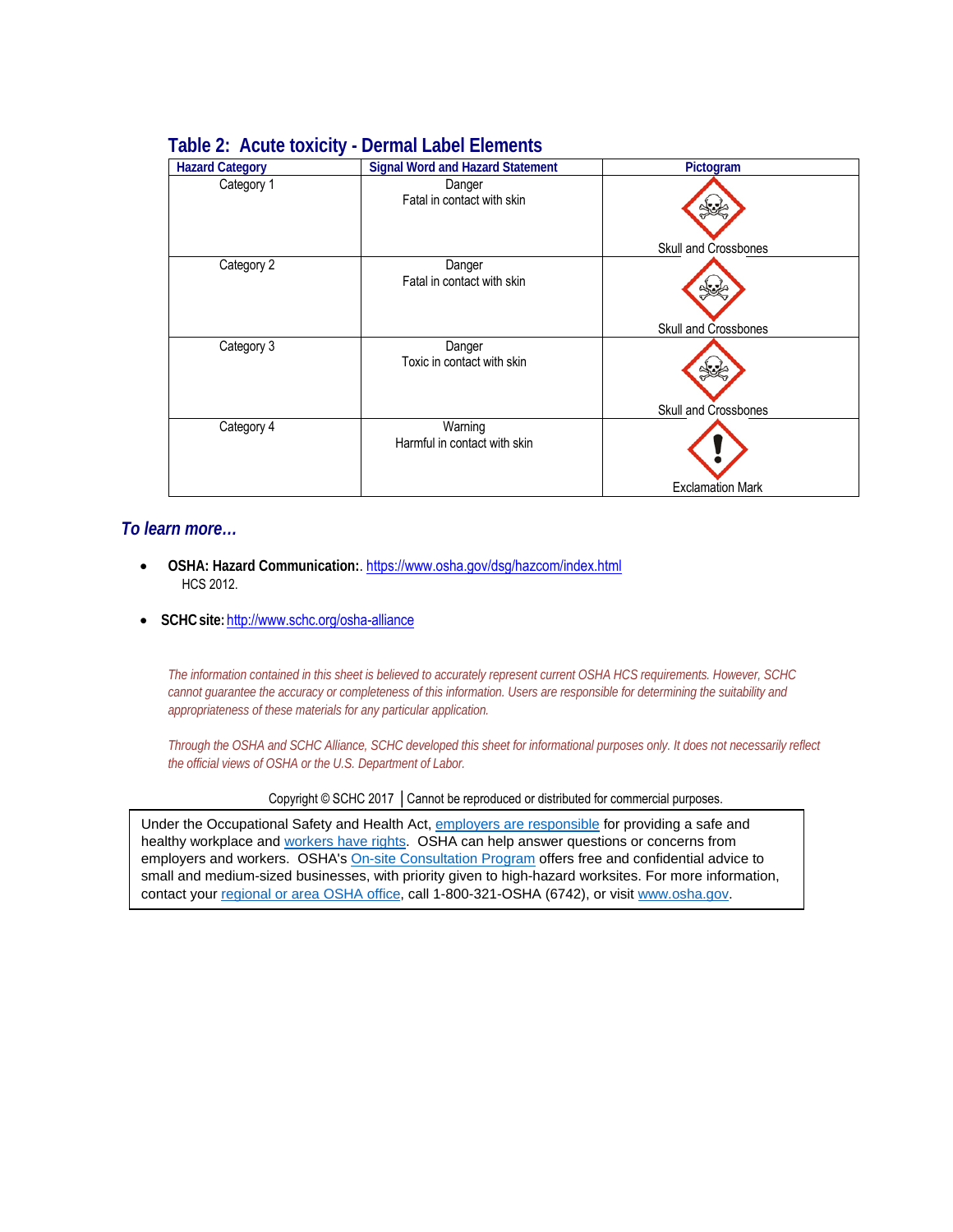## Table 2: Acute toxicity - Dermal Label Elements

| Hazard Category | Signal Word and Hazard Statement | Pictogram |
|---|---|---|
| Category 1 | Danger<br>Fatal in contact with skin | Skull and Crossbones |
| Category 2 | Danger<br>Fatal in contact with skin | Skull and Crossbones |
| Category 3 | Danger<br>Toxic in contact with skin | Skull and Crossbones |
| Category 4 | Warning<br>Harmful in contact with skin | Exclamation Mark |

### *To learn more…*

- **OSHA: Hazard Communication:**. [https://www.osha.gov/dsg/hazcom/index.html](https://www.osha.gov/dsg/hazcom/index.html)
  HCS 2012.
- **SCHC site:** [http://www.schc.org/osha-alliance](http://www.schc.org/osha-alliance)

*The information contained in this sheet is believed to accurately represent current OSHA HCS requirements. However, SCHC cannot guarantee the accuracy or completeness of this information. Users are responsible for determining the suitability and appropriateness of these materials for any particular application.*

*Through the OSHA and SCHC Alliance, SCHC developed this sheet for informational purposes only. It does not necessarily reflect the official views of OSHA or the U.S. Department of Labor.*

Copyright © SCHC 2017 | Cannot be reproduced or distributed for commercial purposes.

Under the Occupational Safety and Health Act, employers are responsible for providing a safe and healthy workplace and workers have rights. OSHA can help answer questions or concerns from employers and workers. OSHA's On-site Consultation Program offers free and confidential advice to small and medium-sized businesses, with priority given to high-hazard worksites. For more information, contact your regional or area OSHA office, call 1-800-321-OSHA (6742), or visit www.osha.gov.